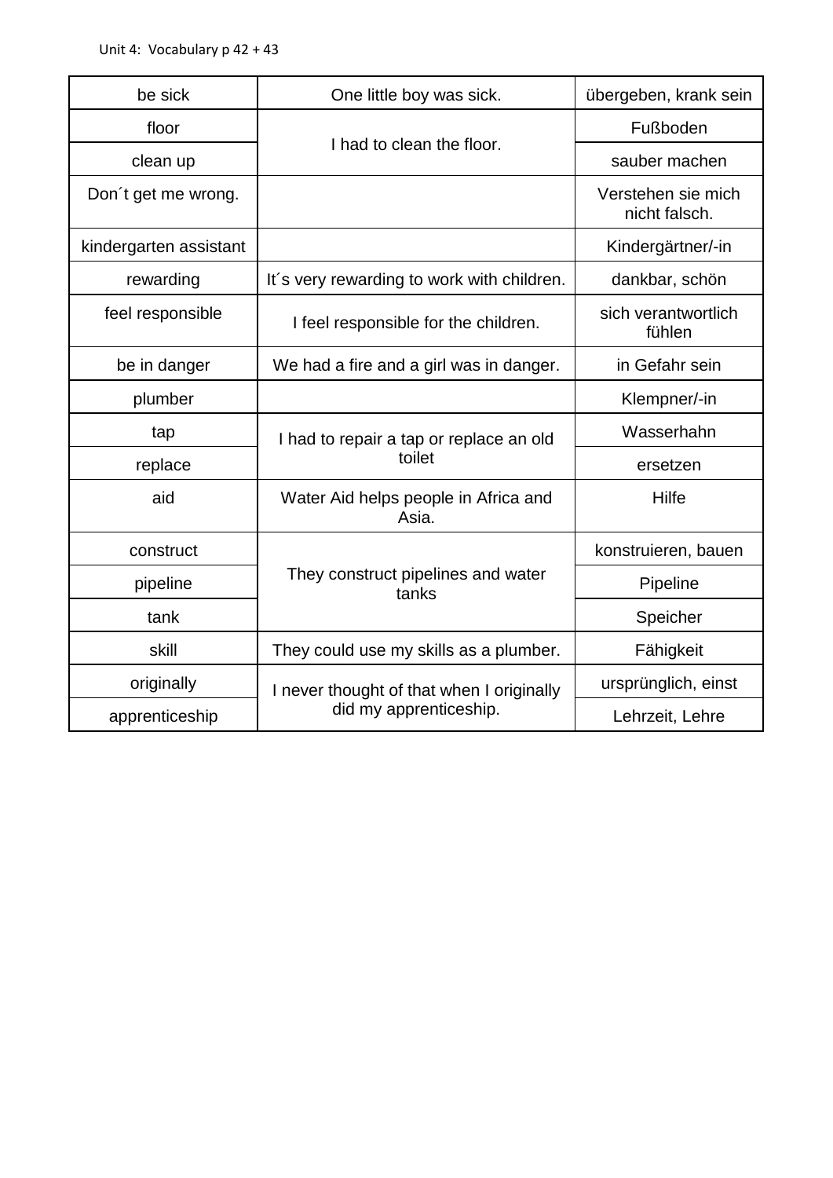Unit 4: Vocabulary p 42 + 43

| be sick | One little boy was sick. | übergeben, krank sein |
|---|---|---|
| floor | I had to clean the floor. | Fußboden |
| clean up | | sauber machen |
| Don´t get me wrong. | | Verstehen sie mich nicht falsch. |
| kindergarten assistant | | Kindergärtner/-in |
| rewarding | It´s very rewarding to work with children. | dankbar, schön |
| feel responsible | I feel responsible for the children. | sich verantwortlich fühlen |
| be in danger | We had a fire and a girl was in danger. | in Gefahr sein |
| plumber | | Klempner/-in |
| tap | I had to repair a tap or replace an old toilet | Wasserhahn |
| replace | | ersetzen |
| aid | Water Aid helps people in Africa and Asia. | Hilfe |
| construct | They construct pipelines and water tanks | konstruieren, bauen |
| pipeline | | Pipeline |
| tank | | Speicher |
| skill | They could use my skills as a plumber. | Fähigkeit |
| originally | I never thought of that when I originally did my apprenticeship. | ursprünglich, einst |
| apprenticeship | | Lehrzeit, Lehre |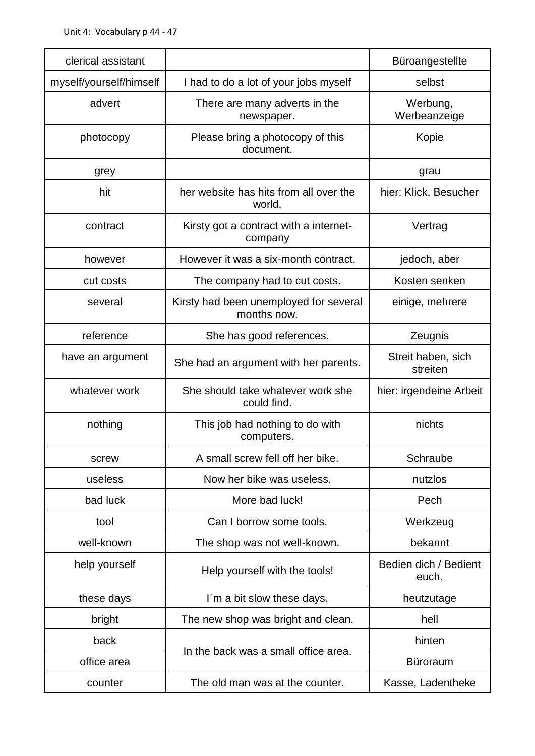| | | |
|---|---|---|
| clerical assistant | | Büroangestellte |
| myself/yourself/himself | I had to do a lot of your jobs myself | selbst |
| advert | There are many adverts in the newspaper. | Werbung, Werbeanzeige |
| photocopy | Please bring a photocopy of this document. | Kopie |
| grey | | grau |
| hit | her website has hits from all over the world. | hier: Klick, Besucher |
| contract | Kirsty got a contract with a internet-company | Vertrag |
| however | However it was a six-month contract. | jedoch, aber |
| cut costs | The company had to cut costs. | Kosten senken |
| several | Kirsty had been unemployed for several months now. | einige, mehrere |
| reference | She has good references. | Zeugnis |
| have an argument | She had an argument with her parents. | Streit haben, sich streiten |
| whatever work | She should take whatever work she could find. | hier: irgendeine Arbeit |
| nothing | This job had nothing to do with computers. | nichts |
| screw | A small screw fell off her bike. | Schraube |
| useless | Now her bike was useless. | nutzlos |
| bad luck | More bad luck! | Pech |
| tool | Can I borrow some tools. | Werkzeug |
| well-known | The shop was not well-known. | bekannt |
| help yourself | Help yourself with the tools! | Bedien dich / Bedient euch. |
| these days | I´m a bit slow these days. | heutzutage |
| bright | The new shop was bright and clean. | hell |
| back | In the back was a small office area. | hinten |
| office area | | Büroraum |
| counter | The old man was at the counter. | Kasse, Ladentheke |